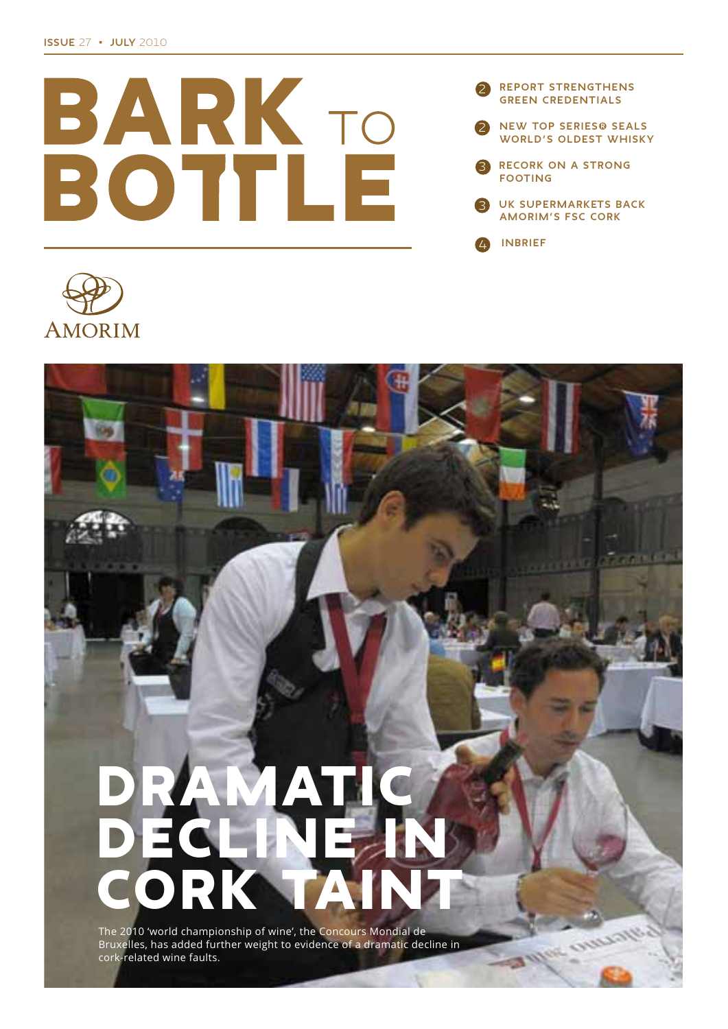ISSUE 27 • JULY 2010

# BARK TO BOTTLE

2 REPORT STRENGTHENS GREEN CREDENTIALS

2 NEW TOP SERIES® SEALS WORLD'S OLDEST WHISKY

3 RECORK ON A STRONG FOOTING

3 UK SUPERMARKETS BACK AMORIM'S FSC CORK

4 INBRIEF

AMORIM

# DRAMATIC DECLINE IN CORK TAINT

The 2010 'world championship of wine', the Concours Mondial de Bruxelles, has added further weight to evidence of a dramatic decline in cork-related wine faults.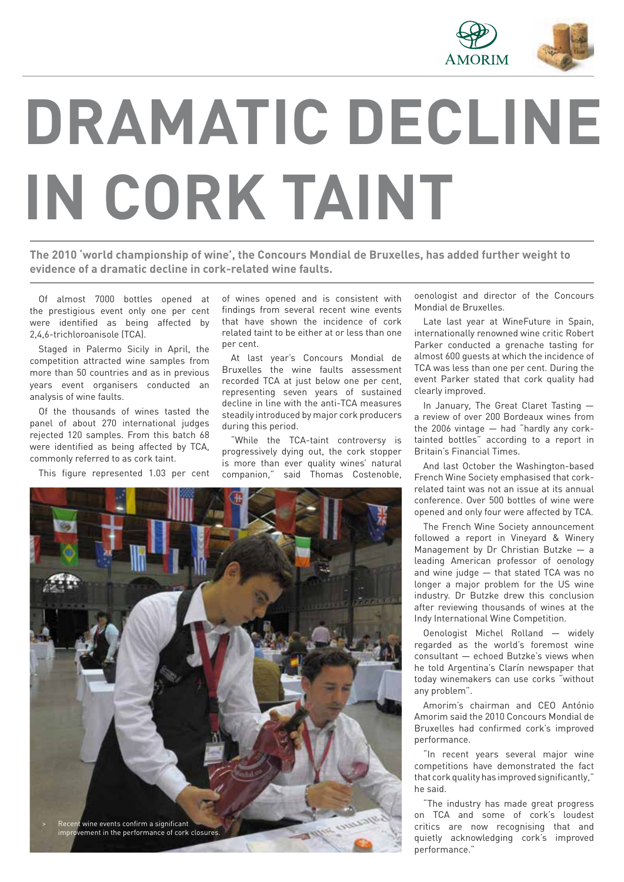# DRAMATIC DECLINE IN CORK TAINT

**The 2010 'world championship of wine', the Concours Mondial de Bruxelles, has added further weight to evidence of a dramatic decline in cork-related wine faults.**

Of almost 7000 bottles opened at the prestigious event only one per cent were identified as being affected by 2,4,6-trichloroanisole (TCA).

Staged in Palermo Sicily in April, the competition attracted wine samples from more than 50 countries and as in previous years event organisers conducted an analysis of wine faults.

Of the thousands of wines tasted the panel of about 270 international judges rejected 120 samples. From this batch 68 were identified as being affected by TCA, commonly referred to as cork taint.

This figure represented 1.03 per cent of wines opened and is consistent with findings from several recent wine events that have shown the incidence of cork related taint to be either at or less than one per cent.

At last year's Concours Mondial de Bruxelles the wine faults assessment recorded TCA at just below one per cent, representing seven years of sustained decline in line with the anti-TCA measures steadily introduced by major cork producers during this period.

"While the TCA-taint controversy is progressively dying out, the cork stopper is more than ever quality wines' natural companion," said Thomas Costenoble, oenologist and director of the Concours Mondial de Bruxelles.

Late last year at WineFuture in Spain, internationally renowned wine critic Robert Parker conducted a grenache tasting for almost 600 guests at which the incidence of TCA was less than one per cent. During the event Parker stated that cork quality had clearly improved.

In January, The Great Claret Tasting — a review of over 200 Bordeaux wines from the 2006 vintage — had "hardly any cork-tainted bottles" according to a report in Britain's Financial Times.

And last October the Washington-based French Wine Society emphasised that cork-related taint was not an issue at its annual conference. Over 500 bottles of wine were opened and only four were affected by TCA.

The French Wine Society announcement followed a report in Vineyard & Winery Management by Dr Christian Butzke — a leading American professor of oenology and wine judge — that stated TCA was no longer a major problem for the US wine industry. Dr Butzke drew this conclusion after reviewing thousands of wines at the Indy International Wine Competition.

Oenologist Michel Rolland — widely regarded as the world's foremost wine consultant — echoed Butzke's views when he told Argentina's Clarín newspaper that today winemakers can use corks "without any problem".

Amorim's chairman and CEO António Amorim said the 2010 Concours Mondial de Bruxelles had confirmed cork's improved performance.

"In recent years several major wine competitions have demonstrated the fact that cork quality has improved significantly," he said.

"The industry has made great progress on TCA and some of cork's loudest critics are now recognising that and quietly acknowledging cork's improved performance."

> Recent wine events confirm a significant improvement in the performance of cork closures.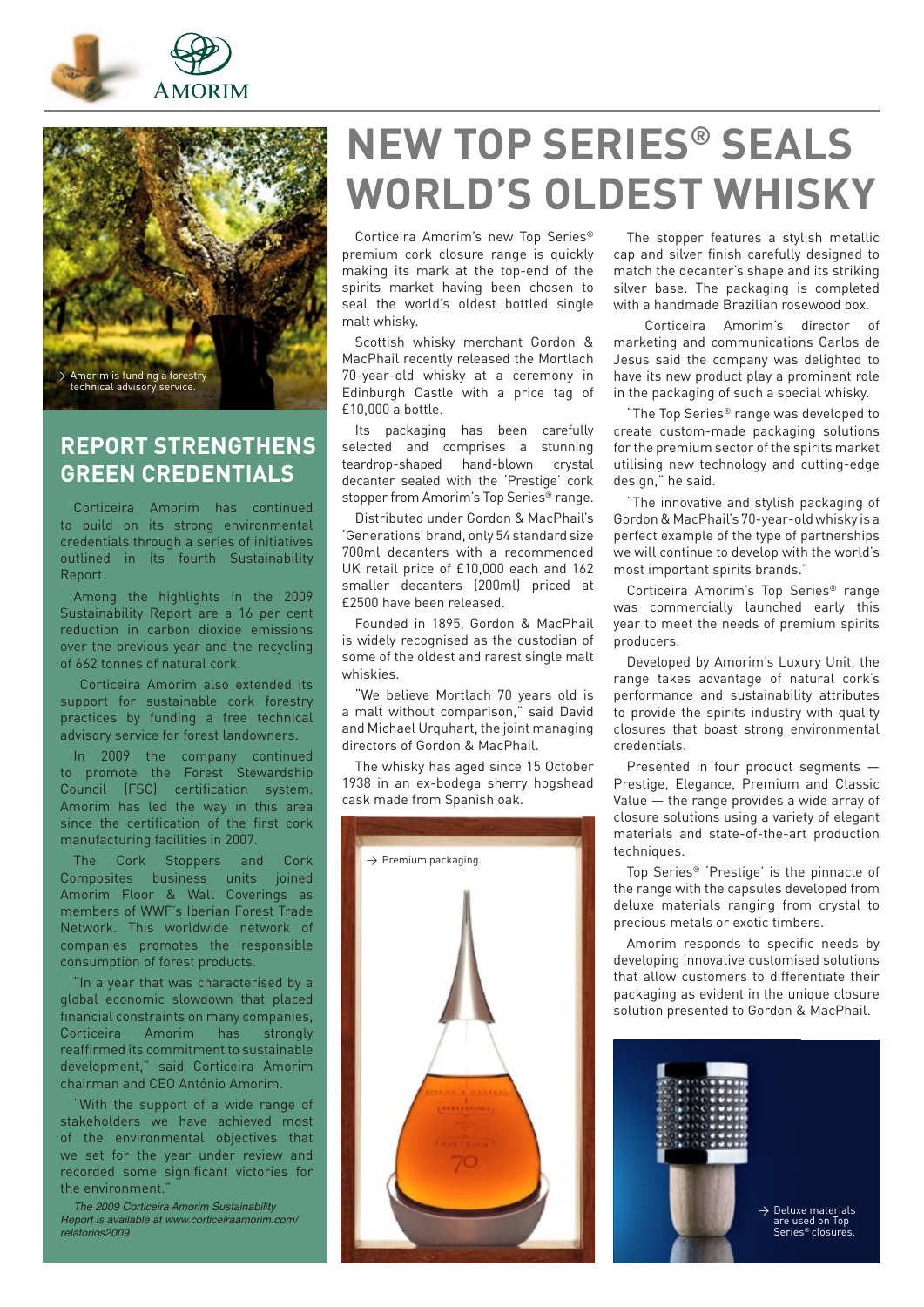# NEW TOP SERIES® SEALS WORLD'S OLDEST WHISKY

Corticeira Amorim's new Top Series® premium cork closure range is quickly making its mark at the top-end of the spirits market having been chosen to seal the world's oldest bottled single malt whisky.

Scottish whisky merchant Gordon & MacPhail recently released the Mortlach 70-year-old whisky at a ceremony in Edinburgh Castle with a price tag of £10,000 a bottle.

Its packaging has been carefully selected and comprises a stunning teardrop-shaped hand-blown crystal decanter sealed with the 'Prestige' cork stopper from Amorim's Top Series® range.

Distributed under Gordon & MacPhail's 'Generations' brand, only 54 standard size 700ml decanters with a recommended UK retail price of £10,000 each and 162 smaller decanters (200ml) priced at £2500 have been released.

Founded in 1895, Gordon & MacPhail is widely recognised as the custodian of some of the oldest and rarest single malt whiskies.

"We believe Mortlach 70 years old is a malt without comparison," said David and Michael Urquhart, the joint managing directors of Gordon & MacPhail.

The whisky has aged since 15 October 1938 in an ex-bodega sherry hogshead cask made from Spanish oak.

→ Premium packaging.

The stopper features a stylish metallic cap and silver finish carefully designed to match the decanter's shape and its striking silver base. The packaging is completed with a handmade Brazilian rosewood box.

Corticeira Amorim's director of marketing and communications Carlos de Jesus said the company was delighted to have its new product play a prominent role in the packaging of such a special whisky.

"The Top Series® range was developed to create custom-made packaging solutions for the premium sector of the spirits market utilising new technology and cutting-edge design," he said.

"The innovative and stylish packaging of Gordon & MacPhail's 70-year-old whisky is a perfect example of the type of partnerships we will continue to develop with the world's most important spirits brands."

Corticeira Amorim's Top Series® range was commercially launched early this year to meet the needs of premium spirits producers.

Developed by Amorim's Luxury Unit, the range takes advantage of natural cork's performance and sustainability attributes to provide the spirits industry with quality closures that boast strong environmental credentials.

Presented in four product segments — Prestige, Elegance, Premium and Classic Value — the range provides a wide array of closure solutions using a variety of elegant materials and state-of-the-art production techniques.

Top Series® 'Prestige' is the pinnacle of the range with the capsules developed from deluxe materials ranging from crystal to precious metals or exotic timbers.

Amorim responds to specific needs by developing innovative customised solutions that allow customers to differentiate their packaging as evident in the unique closure solution presented to Gordon & MacPhail.

→ Deluxe materials are used on Top Series® closures.

→ Amorim is funding a forestry technical advisory service.

## REPORT STRENGTHENS GREEN CREDENTIALS

Corticeira Amorim has continued to build on its strong environmental credentials through a series of initiatives outlined in its fourth Sustainability Report.

Among the highlights in the 2009 Sustainability Report are a 16 per cent reduction in carbon dioxide emissions over the previous year and the recycling of 662 tonnes of natural cork.

Corticeira Amorim also extended its support for sustainable cork forestry practices by funding a free technical advisory service for forest landowners.

In 2009 the company continued to promote the Forest Stewardship Council (FSC) certification system. Amorim has led the way in this area since the certification of the first cork manufacturing facilities in 2007.

The Cork Stoppers and Cork Composites business units joined Amorim Floor & Wall Coverings as members of WWF's Iberian Forest Trade Network. This worldwide network of companies promotes the responsible consumption of forest products.

"In a year that was characterised by a global economic slowdown that placed financial constraints on many companies, Corticeira Amorim has strongly reaffirmed its commitment to sustainable development," said Corticeira Amorim chairman and CEO António Amorim.

"With the support of a wide range of stakeholders we have achieved most of the environmental objectives that we set for the year under review and recorded some significant victories for the environment."

*The 2009 Corticeira Amorim Sustainability Report is available at www.corticeiraamorim.com/relatorios2009*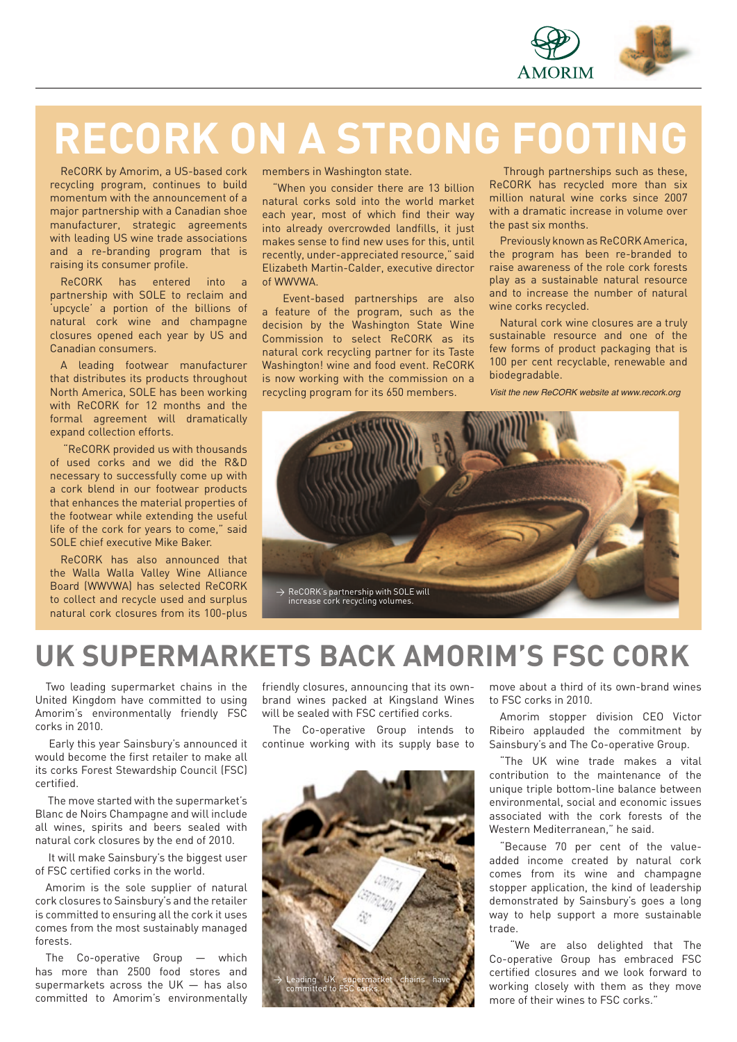# RECORK ON A STRONG FOOTING

ReCORK by Amorim, a US-based cork recycling program, continues to build momentum with the announcement of a major partnership with a Canadian shoe manufacturer, strategic agreements with leading US wine trade associations and a re-branding program that is raising its consumer profile.

ReCORK has entered into a partnership with SOLE to reclaim and 'upcycle' a portion of the billions of natural cork wine and champagne closures opened each year by US and Canadian consumers.

A leading footwear manufacturer that distributes its products throughout North America, SOLE has been working with ReCORK for 12 months and the formal agreement will dramatically expand collection efforts.

"ReCORK provided us with thousands of used corks and we did the R&D necessary to successfully come up with a cork blend in our footwear products that enhances the material properties of the footwear while extending the useful life of the cork for years to come," said SOLE chief executive Mike Baker.

ReCORK has also announced that the Walla Walla Valley Wine Alliance Board (WWVWA) has selected ReCORK to collect and recycle used and surplus natural cork closures from its 100-plus members in Washington state.

"When you consider there are 13 billion natural corks sold into the world market each year, most of which find their way into already overcrowded landfills, it just makes sense to find new uses for this, until recently, under-appreciated resource," said Elizabeth Martin-Calder, executive director of WWVWA.

Event-based partnerships are also a feature of the program, such as the decision by the Washington State Wine Commission to select ReCORK as its natural cork recycling partner for its Taste Washington! wine and food event. ReCORK is now working with the commission on a recycling program for its 650 members.

Through partnerships such as these, ReCORK has recycled more than six million natural wine corks since 2007 with a dramatic increase in volume over the past six months.

Previously known as ReCORK America, the program has been re-branded to raise awareness of the role cork forests play as a sustainable natural resource and to increase the number of natural wine corks recycled.

Natural cork wine closures are a truly sustainable resource and one of the few forms of product packaging that is 100 per cent recyclable, renewable and biodegradable.

*Visit the new ReCORK website at www.recork.org*

→ ReCORK's partnership with SOLE will increase cork recycling volumes.

# UK SUPERMARKETS BACK AMORIM'S FSC CORK

Two leading supermarket chains in the United Kingdom have committed to using Amorim's environmentally friendly FSC corks in 2010.

Early this year Sainsbury's announced it would become the first retailer to make all its corks Forest Stewardship Council (FSC) certified.

The move started with the supermarket's Blanc de Noirs Champagne and will include all wines, spirits and beers sealed with natural cork closures by the end of 2010.

It will make Sainsbury's the biggest user of FSC certified corks in the world.

Amorim is the sole supplier of natural cork closures to Sainsbury's and the retailer is committed to ensuring all the cork it uses comes from the most sustainably managed forests.

The Co-operative Group — which has more than 2500 food stores and supermarkets across the UK — has also committed to Amorim's environmentally friendly closures, announcing that its own-brand wines packed at Kingsland Wines will be sealed with FSC certified corks.

The Co-operative Group intends to continue working with its supply base to move about a third of its own-brand wines to FSC corks in 2010.

Amorim stopper division CEO Victor Ribeiro applauded the commitment by Sainsbury's and The Co-operative Group.

"The UK wine trade makes a vital contribution to the maintenance of the unique triple bottom-line balance between environmental, social and economic issues associated with the cork forests of the Western Mediterranean," he said.

"Because 70 per cent of the value-added income created by natural cork comes from its wine and champagne stopper application, the kind of leadership demonstrated by Sainsbury's goes a long way to help support a more sustainable trade.

"We are also delighted that The Co-operative Group has embraced FSC certified closures and we look forward to working closely with them as they move more of their wines to FSC corks."

→ Leading UK supermarket chains have committed to FSC corks.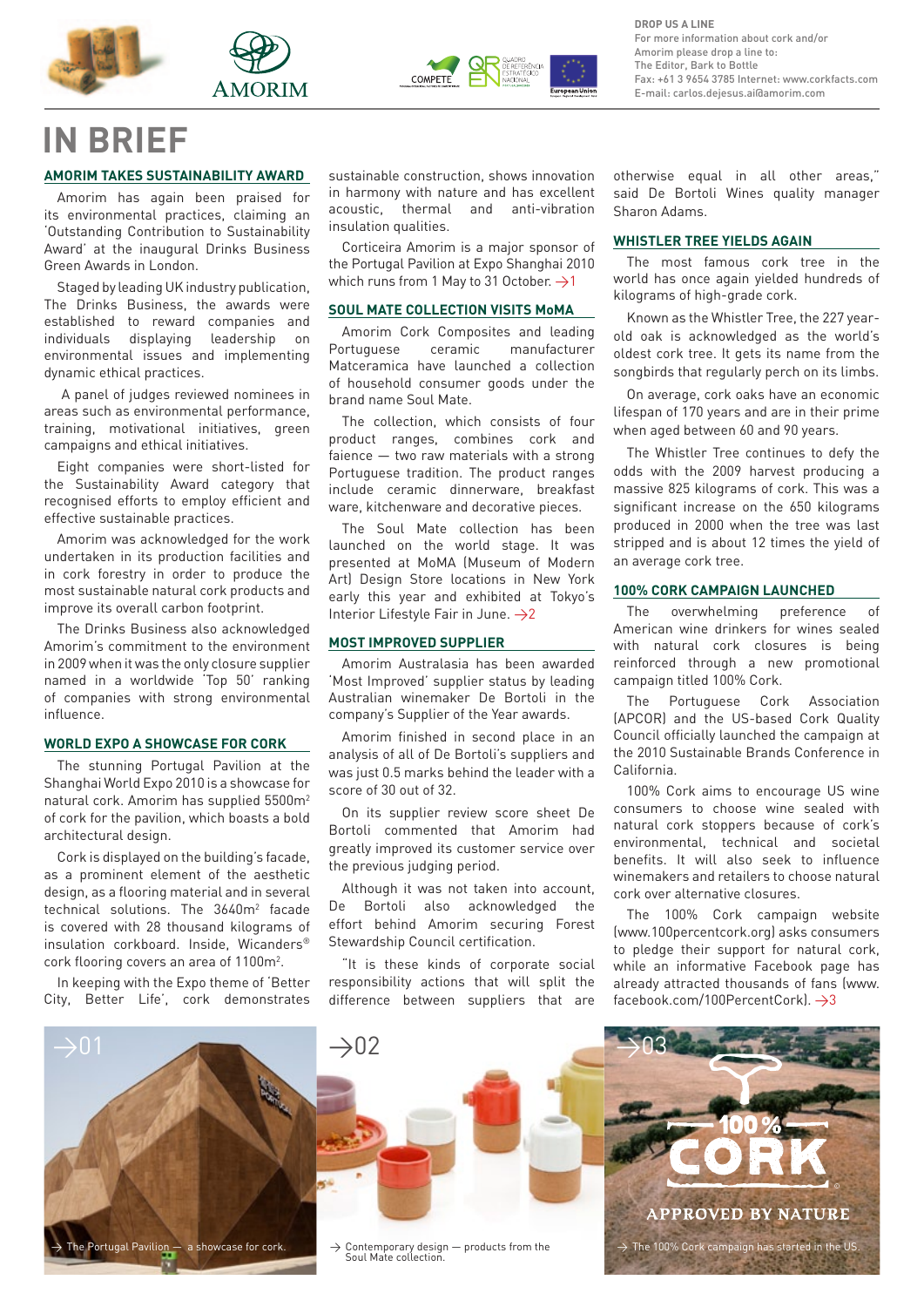DROP US A LINE
For more information about cork and/or Amorim please drop a line to:
The Editor, Bark to Bottle
Fax: +61 3 9654 3785 Internet: www.corkfacts.com
E-mail: carlos.dejesus.ai@amorim.com

# IN BRIEF

## AMORIM TAKES SUSTAINABILITY AWARD

Amorim has again been praised for its environmental practices, claiming an 'Outstanding Contribution to Sustainability Award' at the inaugural Drinks Business Green Awards in London.

Staged by leading UK industry publication, The Drinks Business, the awards were established to reward companies and individuals displaying leadership on environmental issues and implementing dynamic ethical practices.

A panel of judges reviewed nominees in areas such as environmental performance, training, motivational initiatives, green campaigns and ethical initiatives.

Eight companies were short-listed for the Sustainability Award category that recognised efforts to employ efficient and effective sustainable practices.

Amorim was acknowledged for the work undertaken in its production facilities and in cork forestry in order to produce the most sustainable natural cork products and improve its overall carbon footprint.

The Drinks Business also acknowledged Amorim's commitment to the environment in 2009 when it was the only closure supplier named in a worldwide 'Top 50' ranking of companies with strong environmental influence.

## WORLD EXPO A SHOWCASE FOR CORK

The stunning Portugal Pavilion at the Shanghai World Expo 2010 is a showcase for natural cork. Amorim has supplied 5500m² of cork for the pavilion, which boasts a bold architectural design.

Cork is displayed on the building's facade, as a prominent element of the aesthetic design, as a flooring material and in several technical solutions. The 3640m² facade is covered with 28 thousand kilograms of insulation corkboard. Inside, Wicanders® cork flooring covers an area of 1100m².

In keeping with the Expo theme of 'Better City, Better Life', cork demonstrates sustainable construction, shows innovation in harmony with nature and has excellent acoustic, thermal and anti-vibration insulation qualities.

Corticeira Amorim is a major sponsor of the Portugal Pavilion at Expo Shanghai 2010 which runs from 1 May to 31 October. →1

## SOUL MATE COLLECTION VISITS MoMA

Amorim Cork Composites and leading Portuguese ceramic manufacturer Matceramica have launched a collection of household consumer goods under the brand name Soul Mate.

The collection, which consists of four product ranges, combines cork and faience — two raw materials with a strong Portuguese tradition. The product ranges include ceramic dinnerware, breakfast ware, kitchenware and decorative pieces.

The Soul Mate collection has been launched on the world stage. It was presented at MoMA (Museum of Modern Art) Design Store locations in New York early this year and exhibited at Tokyo's Interior Lifestyle Fair in June. →2

## MOST IMPROVED SUPPLIER

Amorim Australasia has been awarded 'Most Improved' supplier status by leading Australian winemaker De Bortoli in the company's Supplier of the Year awards.

Amorim finished in second place in an analysis of all of De Bortoli's suppliers and was just 0.5 marks behind the leader with a score of 30 out of 32.

On its supplier review score sheet De Bortoli commented that Amorim had greatly improved its customer service over the previous judging period.

Although it was not taken into account, De Bortoli also acknowledged the effort behind Amorim securing Forest Stewardship Council certification.

"It is these kinds of corporate social responsibility actions that will split the difference between suppliers that are otherwise equal in all other areas," said De Bortoli Wines quality manager Sharon Adams.

## WHISTLER TREE YIELDS AGAIN

The most famous cork tree in the world has once again yielded hundreds of kilograms of high-grade cork.

Known as the Whistler Tree, the 227 year-old oak is acknowledged as the world's oldest cork tree. It gets its name from the songbirds that regularly perch on its limbs.

On average, cork oaks have an economic lifespan of 170 years and are in their prime when aged between 60 and 90 years.

The Whistler Tree continues to defy the odds with the 2009 harvest producing a massive 825 kilograms of cork. This was a significant increase on the 650 kilograms produced in 2000 when the tree was last stripped and is about 12 times the yield of an average cork tree.

## 100% CORK CAMPAIGN LAUNCHED

The overwhelming preference of American wine drinkers for wines sealed with natural cork closures is being reinforced through a new promotional campaign titled 100% Cork.

The Portuguese Cork Association (APCOR) and the US-based Cork Quality Council officially launched the campaign at the 2010 Sustainable Brands Conference in California.

100% Cork aims to encourage US wine consumers to choose wine sealed with natural cork stoppers because of cork's environmental, technical and societal benefits. It will also seek to influence winemakers and retailers to choose natural cork over alternative closures.

The 100% Cork campaign website (www.100percentcork.org) asks consumers to pledge their support for natural cork, while an informative Facebook page has already attracted thousands of fans (www.facebook.com/100PercentCork). →3

→01

→ The Portugal Pavilion — a showcase for cork.

→02

→ Contemporary design — products from the Soul Mate collection.

→03

→ The 100% Cork campaign has started in the US.